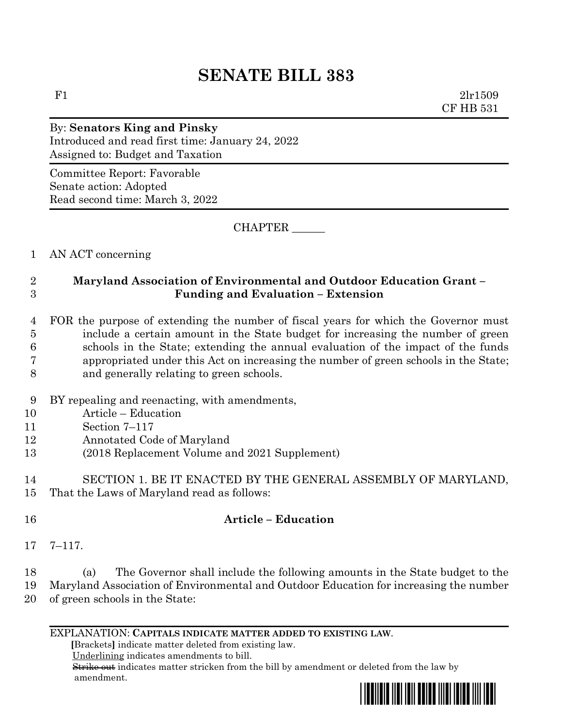# SENATE BILL 383

F1 2lr1509
CF HB 531

By: **Senators King and Pinsky**
Introduced and read first time: January 24, 2022
Assigned to: Budget and Taxation

Committee Report: Favorable
Senate action: Adopted
Read second time: March 3, 2022

CHAPTER ______

1 AN ACT concerning

2 **Maryland Association of Environmental and Outdoor Education Grant –**
3 **Funding and Evaluation – Extension**

4 FOR the purpose of extending the number of fiscal years for which the Governor must
5 include a certain amount in the State budget for increasing the number of green
6 schools in the State; extending the annual evaluation of the impact of the funds
7 appropriated under this Act on increasing the number of green schools in the State;
8 and generally relating to green schools.

9 BY repealing and reenacting, with amendments,
10 Article – Education
11 Section 7–117
12 Annotated Code of Maryland
13 (2018 Replacement Volume and 2021 Supplement)

14 SECTION 1. BE IT ENACTED BY THE GENERAL ASSEMBLY OF MARYLAND,
15 That the Laws of Maryland read as follows:

16 **Article – Education**

17 7–117.

18 (a) The Governor shall include the following amounts in the State budget to the
19 Maryland Association of Environmental and Outdoor Education for increasing the number
20 of green schools in the State:

EXPLANATION: **CAPITALS INDICATE MATTER ADDED TO EXISTING LAW.**
**[**Brackets**]** indicate matter deleted from existing law.
Underlining indicates amendments to bill.
~~Strike out~~ indicates matter stricken from the bill by amendment or deleted from the law by amendment.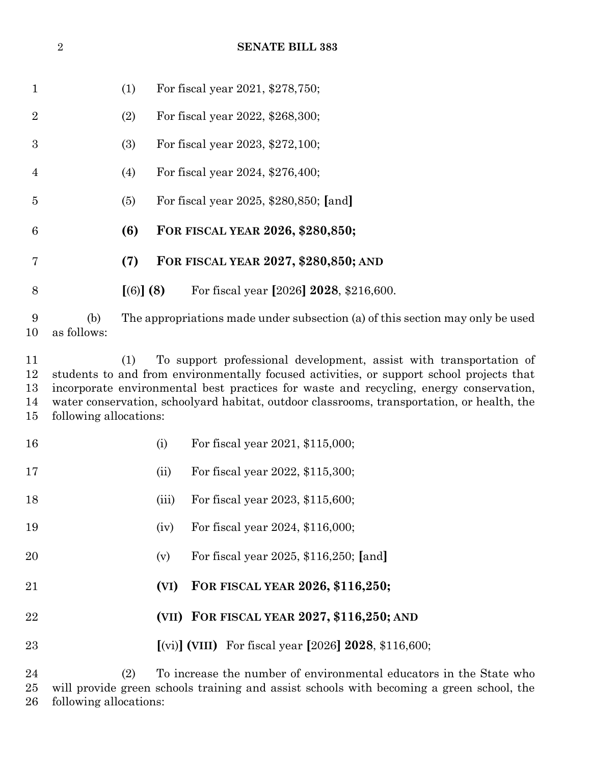(1) For fiscal year 2021, $278,750;

(2) For fiscal year 2022, $268,300;

(3) For fiscal year 2023, $272,100;

(4) For fiscal year 2024, $276,400;

(5) For fiscal year 2025, $280,850; **[**and**]**

**(6) FOR FISCAL YEAR 2026, $280,850;**

**(7) FOR FISCAL YEAR 2027, $280,850; AND**

**[**(6)**] (8)** For fiscal year **[**2026**] 2028**, $216,600.

(b) The appropriations made under subsection (a) of this section may only be used as follows:

(1) To support professional development, assist with transportation of students to and from environmentally focused activities, or support school projects that incorporate environmental best practices for waste and recycling, energy conservation, water conservation, schoolyard habitat, outdoor classrooms, transportation, or health, the following allocations:

(i) For fiscal year 2021, $115,000;

(ii) For fiscal year 2022, $115,300;

(iii) For fiscal year 2023, $115,600;

(iv) For fiscal year 2024, $116,000;

(v) For fiscal year 2025, $116,250; **[**and**]**

**(VI) FOR FISCAL YEAR 2026, $116,250;**

**(VII) FOR FISCAL YEAR 2027, $116,250; AND**

**[**(vi)**] (VIII)** For fiscal year **[**2026**] 2028**, $116,600;

(2) To increase the number of environmental educators in the State who will provide green schools training and assist schools with becoming a green school, the following allocations: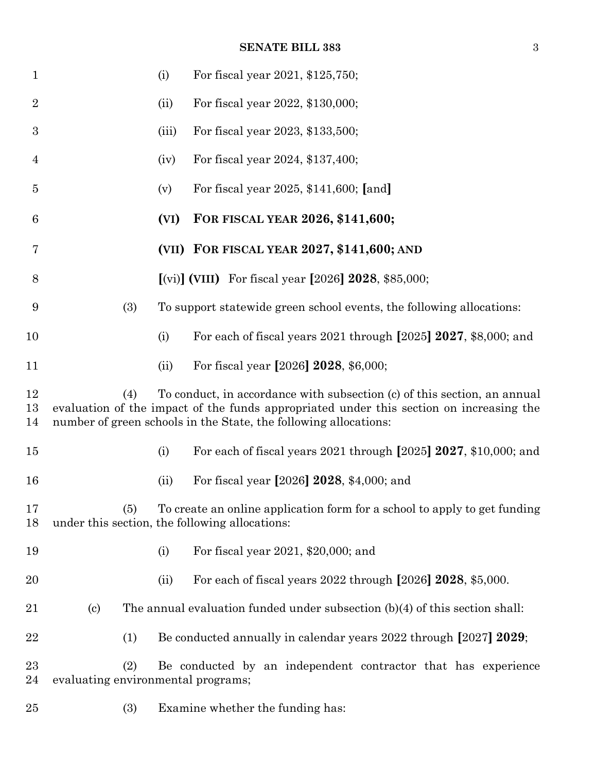(i) For fiscal year 2021, $125,750;

(ii) For fiscal year 2022, $130,000;

(iii) For fiscal year 2023, $133,500;

(iv) For fiscal year 2024, $137,400;

(v) For fiscal year 2025, $141,600; **[**and**]**

**(VI) FOR FISCAL YEAR 2026, $141,600;**

**(VII) FOR FISCAL YEAR 2027, $141,600; AND**

**[**(vi)**] (VIII)** For fiscal year **[**2026**] 2028**, $85,000;

(3) To support statewide green school events, the following allocations:

(i) For each of fiscal years 2021 through **[**2025**] 2027**, $8,000; and

(ii) For fiscal year **[**2026**] 2028**, $6,000;

(4) To conduct, in accordance with subsection (c) of this section, an annual evaluation of the impact of the funds appropriated under this section on increasing the number of green schools in the State, the following allocations:

(i) For each of fiscal years 2021 through **[**2025**] 2027**, $10,000; and

(ii) For fiscal year **[**2026**] 2028**, $4,000; and

(5) To create an online application form for a school to apply to get funding under this section, the following allocations:

(i) For fiscal year 2021, $20,000; and

(ii) For each of fiscal years 2022 through **[**2026**] 2028**, $5,000.

(c) The annual evaluation funded under subsection (b)(4) of this section shall:

(1) Be conducted annually in calendar years 2022 through **[**2027**] 2029**;

(2) Be conducted by an independent contractor that has experience evaluating environmental programs;

(3) Examine whether the funding has: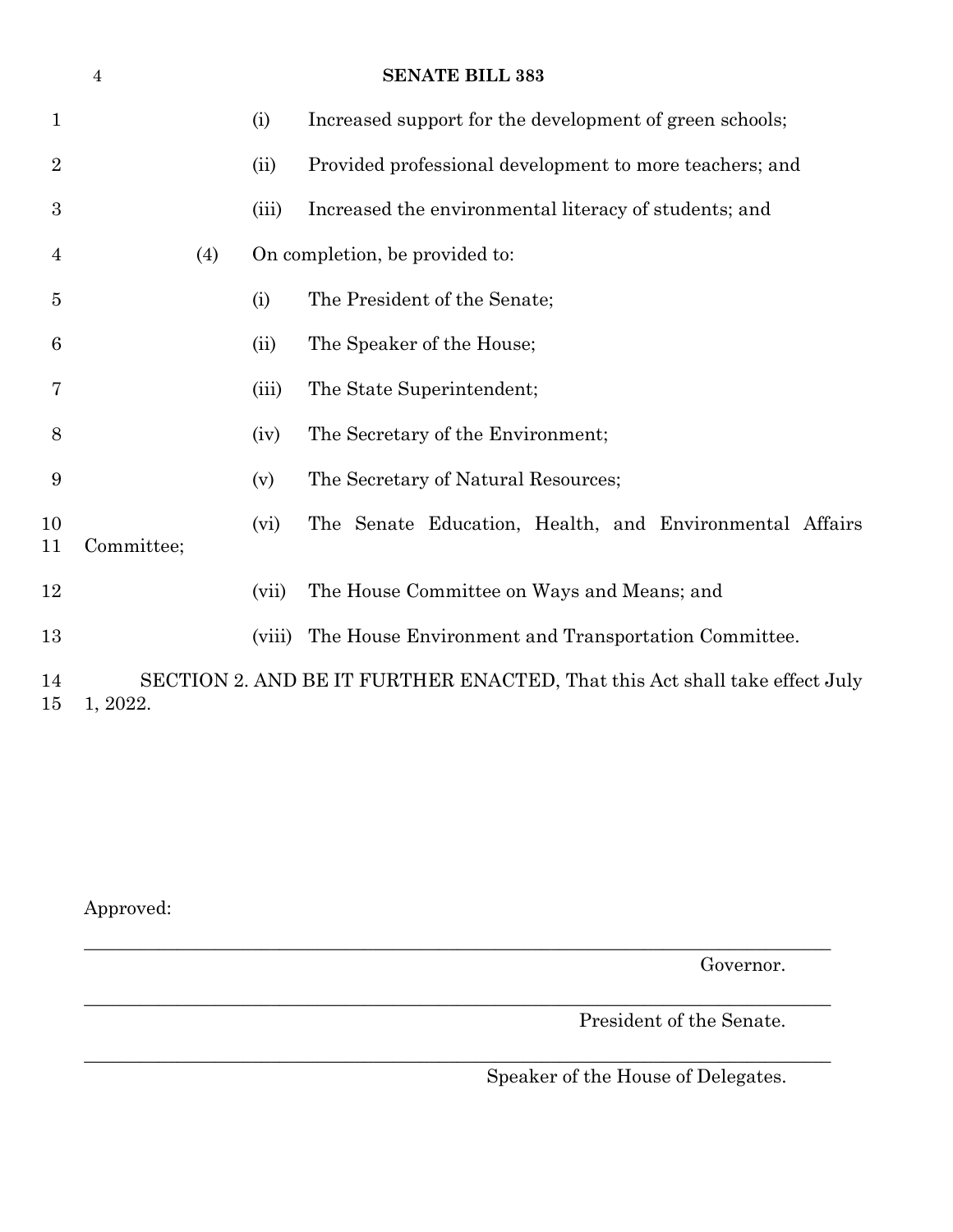(i) Increased support for the development of green schools;

(ii) Provided professional development to more teachers; and

(iii) Increased the environmental literacy of students; and

(4) On completion, be provided to:

(i) The President of the Senate;

(ii) The Speaker of the House;

(iii) The State Superintendent;

(iv) The Secretary of the Environment;

(v) The Secretary of Natural Resources;

(vi) The Senate Education, Health, and Environmental Affairs Committee;

(vii) The House Committee on Ways and Means; and

(viii) The House Environment and Transportation Committee.

SECTION 2. AND BE IT FURTHER ENACTED, That this Act shall take effect July 1, 2022.

Approved:

\_\_\_\_\_\_\_\_\_\_\_\_\_\_\_\_\_\_\_\_\_\_\_\_\_\_\_\_\_\_\_\_\_\_\_\_\_\_\_\_\_\_\_\_\_\_\_\_\_\_\_\_\_\_\_\_\_\_\_\_

Governor.

\_\_\_\_\_\_\_\_\_\_\_\_\_\_\_\_\_\_\_\_\_\_\_\_\_\_\_\_\_\_\_\_\_\_\_\_\_\_\_\_\_\_\_\_\_\_\_\_\_\_\_\_\_\_\_\_\_\_\_\_

President of the Senate.

\_\_\_\_\_\_\_\_\_\_\_\_\_\_\_\_\_\_\_\_\_\_\_\_\_\_\_\_\_\_\_\_\_\_\_\_\_\_\_\_\_\_\_\_\_\_\_\_\_\_\_\_\_\_\_\_\_\_\_\_

Speaker of the House of Delegates.